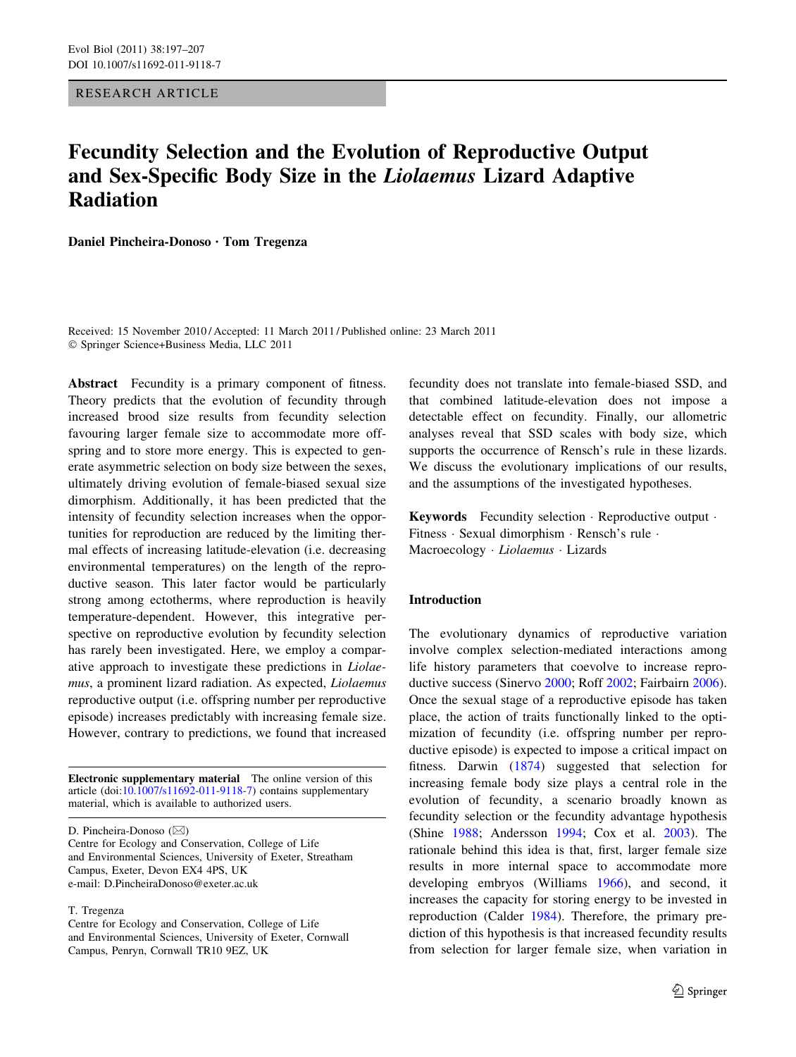RESEARCH ARTICLE

# Fecundity Selection and the Evolution of Reproductive Output and Sex-Specific Body Size in the *Liolaemus* Lizard Adaptive Radiation

**Daniel Pincheira-Donoso · Tom Tregenza**

Received: 15 November 2010 / Accepted: 11 March 2011 / Published online: 23 March 2011
© Springer Science+Business Media, LLC 2011

**Abstract** Fecundity is a primary component of fitness. Theory predicts that the evolution of fecundity through increased brood size results from fecundity selection favouring larger female size to accommodate more offspring and to store more energy. This is expected to generate asymmetric selection on body size between the sexes, ultimately driving evolution of female-biased sexual size dimorphism. Additionally, it has been predicted that the intensity of fecundity selection increases when the opportunities for reproduction are reduced by the limiting thermal effects of increasing latitude-elevation (i.e. decreasing environmental temperatures) on the length of the reproductive season. This later factor would be particularly strong among ectotherms, where reproduction is heavily temperature-dependent. However, this integrative perspective on reproductive evolution by fecundity selection has rarely been investigated. Here, we employ a comparative approach to investigate these predictions in *Liolaemus*, a prominent lizard radiation. As expected, *Liolaemus* reproductive output (i.e. offspring number per reproductive episode) increases predictably with increasing female size. However, contrary to predictions, we found that increased fecundity does not translate into female-biased SSD, and that combined latitude-elevation does not impose a detectable effect on fecundity. Finally, our allometric analyses reveal that SSD scales with body size, which supports the occurrence of Rensch's rule in these lizards. We discuss the evolutionary implications of our results, and the assumptions of the investigated hypotheses.

**Keywords** Fecundity selection · Reproductive output · Fitness · Sexual dimorphism · Rensch's rule · Macroecology · *Liolaemus* · Lizards

**Electronic supplementary material** The online version of this article (doi:10.1007/s11692-011-9118-7) contains supplementary material, which is available to authorized users.

D. Pincheira-Donoso (✉)
Centre for Ecology and Conservation, College of Life and Environmental Sciences, University of Exeter, Streatham Campus, Exeter, Devon EX4 4PS, UK
e-mail: D.PincheiraDonoso@exeter.ac.uk

T. Tregenza
Centre for Ecology and Conservation, College of Life and Environmental Sciences, University of Exeter, Cornwall Campus, Penryn, Cornwall TR10 9EZ, UK

## Introduction

The evolutionary dynamics of reproductive variation involve complex selection-mediated interactions among life history parameters that coevolve to increase reproductive success (Sinervo 2000; Roff 2002; Fairbairn 2006). Once the sexual stage of a reproductive episode has taken place, the action of traits functionally linked to the optimization of fecundity (i.e. offspring number per reproductive episode) is expected to impose a critical impact on fitness. Darwin (1874) suggested that selection for increasing female body size plays a central role in the evolution of fecundity, a scenario broadly known as fecundity selection or the fecundity advantage hypothesis (Shine 1988; Andersson 1994; Cox et al. 2003). The rationale behind this idea is that, first, larger female size results in more internal space to accommodate more developing embryos (Williams 1966), and second, it increases the capacity for storing energy to be invested in reproduction (Calder 1984). Therefore, the primary prediction of this hypothesis is that increased fecundity results from selection for larger female size, when variation in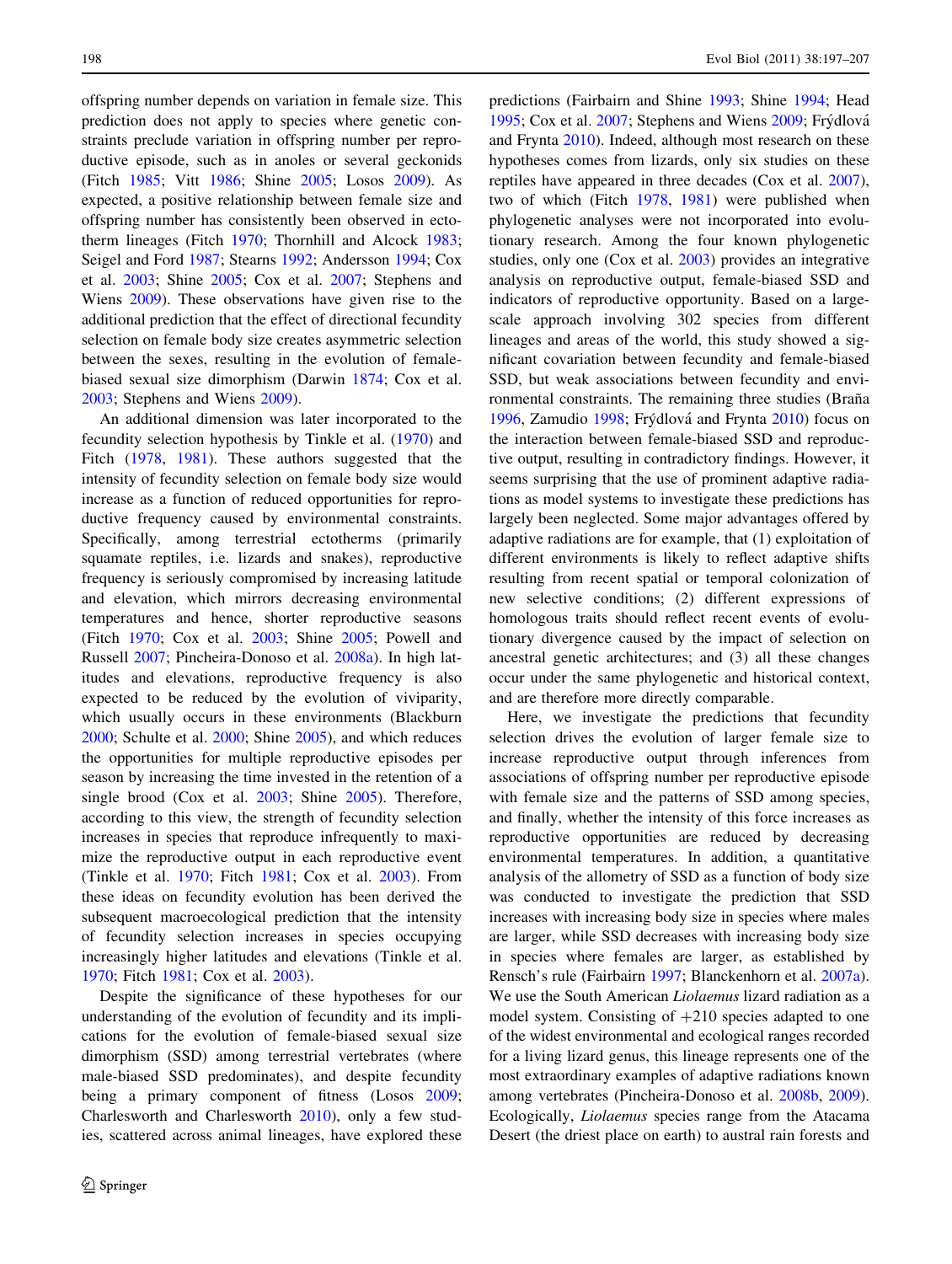offspring number depends on variation in female size. This prediction does not apply to species where genetic constraints preclude variation in offspring number per reproductive episode, such as in anoles or several geckonids (Fitch 1985; Vitt 1986; Shine 2005; Losos 2009). As expected, a positive relationship between female size and offspring number has consistently been observed in ectotherm lineages (Fitch 1970; Thornhill and Alcock 1983; Seigel and Ford 1987; Stearns 1992; Andersson 1994; Cox et al. 2003; Shine 2005; Cox et al. 2007; Stephens and Wiens 2009). These observations have given rise to the additional prediction that the effect of directional fecundity selection on female body size creates asymmetric selection between the sexes, resulting in the evolution of female-biased sexual size dimorphism (Darwin 1874; Cox et al. 2003; Stephens and Wiens 2009).

An additional dimension was later incorporated to the fecundity selection hypothesis by Tinkle et al. (1970) and Fitch (1978, 1981). These authors suggested that the intensity of fecundity selection on female body size would increase as a function of reduced opportunities for reproductive frequency caused by environmental constraints. Specifically, among terrestrial ectotherms (primarily squamate reptiles, i.e. lizards and snakes), reproductive frequency is seriously compromised by increasing latitude and elevation, which mirrors decreasing environmental temperatures and hence, shorter reproductive seasons (Fitch 1970; Cox et al. 2003; Shine 2005; Powell and Russell 2007; Pincheira-Donoso et al. 2008a). In high latitudes and elevations, reproductive frequency is also expected to be reduced by the evolution of viviparity, which usually occurs in these environments (Blackburn 2000; Schulte et al. 2000; Shine 2005), and which reduces the opportunities for multiple reproductive episodes per season by increasing the time invested in the retention of a single brood (Cox et al. 2003; Shine 2005). Therefore, according to this view, the strength of fecundity selection increases in species that reproduce infrequently to maximize the reproductive output in each reproductive event (Tinkle et al. 1970; Fitch 1981; Cox et al. 2003). From these ideas on fecundity evolution has been derived the subsequent macroecological prediction that the intensity of fecundity selection increases in species occupying increasingly higher latitudes and elevations (Tinkle et al. 1970; Fitch 1981; Cox et al. 2003).

Despite the significance of these hypotheses for our understanding of the evolution of fecundity and its implications for the evolution of female-biased sexual size dimorphism (SSD) among terrestrial vertebrates (where male-biased SSD predominates), and despite fecundity being a primary component of fitness (Losos 2009; Charlesworth and Charlesworth 2010), only a few studies, scattered across animal lineages, have explored these predictions (Fairbairn and Shine 1993; Shine 1994; Head 1995; Cox et al. 2007; Stephens and Wiens 2009; Frýdlová and Frynta 2010). Indeed, although most research on these hypotheses comes from lizards, only six studies on these reptiles have appeared in three decades (Cox et al. 2007), two of which (Fitch 1978, 1981) were published when phylogenetic analyses were not incorporated into evolutionary research. Among the four known phylogenetic studies, only one (Cox et al. 2003) provides an integrative analysis on reproductive output, female-biased SSD and indicators of reproductive opportunity. Based on a large-scale approach involving 302 species from different lineages and areas of the world, this study showed a significant covariation between fecundity and female-biased SSD, but weak associations between fecundity and environmental constraints. The remaining three studies (Braña 1996, Zamudio 1998; Frýdlová and Frynta 2010) focus on the interaction between female-biased SSD and reproductive output, resulting in contradictory findings. However, it seems surprising that the use of prominent adaptive radiations as model systems to investigate these predictions has largely been neglected. Some major advantages offered by adaptive radiations are for example, that (1) exploitation of different environments is likely to reflect adaptive shifts resulting from recent spatial or temporal colonization of new selective conditions; (2) different expressions of homologous traits should reflect recent events of evolutionary divergence caused by the impact of selection on ancestral genetic architectures; and (3) all these changes occur under the same phylogenetic and historical context, and are therefore more directly comparable.

Here, we investigate the predictions that fecundity selection drives the evolution of larger female size to increase reproductive output through inferences from associations of offspring number per reproductive episode with female size and the patterns of SSD among species, and finally, whether the intensity of this force increases as reproductive opportunities are reduced by decreasing environmental temperatures. In addition, a quantitative analysis of the allometry of SSD as a function of body size was conducted to investigate the prediction that SSD increases with increasing body size in species where males are larger, while SSD decreases with increasing body size in species where females are larger, as established by Rensch's rule (Fairbairn 1997; Blanckenhorn et al. 2007a). We use the South American *Liolaemus* lizard radiation as a model system. Consisting of +210 species adapted to one of the widest environmental and ecological ranges recorded for a living lizard genus, this lineage represents one of the most extraordinary examples of adaptive radiations known among vertebrates (Pincheira-Donoso et al. 2008b, 2009). Ecologically, *Liolaemus* species range from the Atacama Desert (the driest place on earth) to austral rain forests and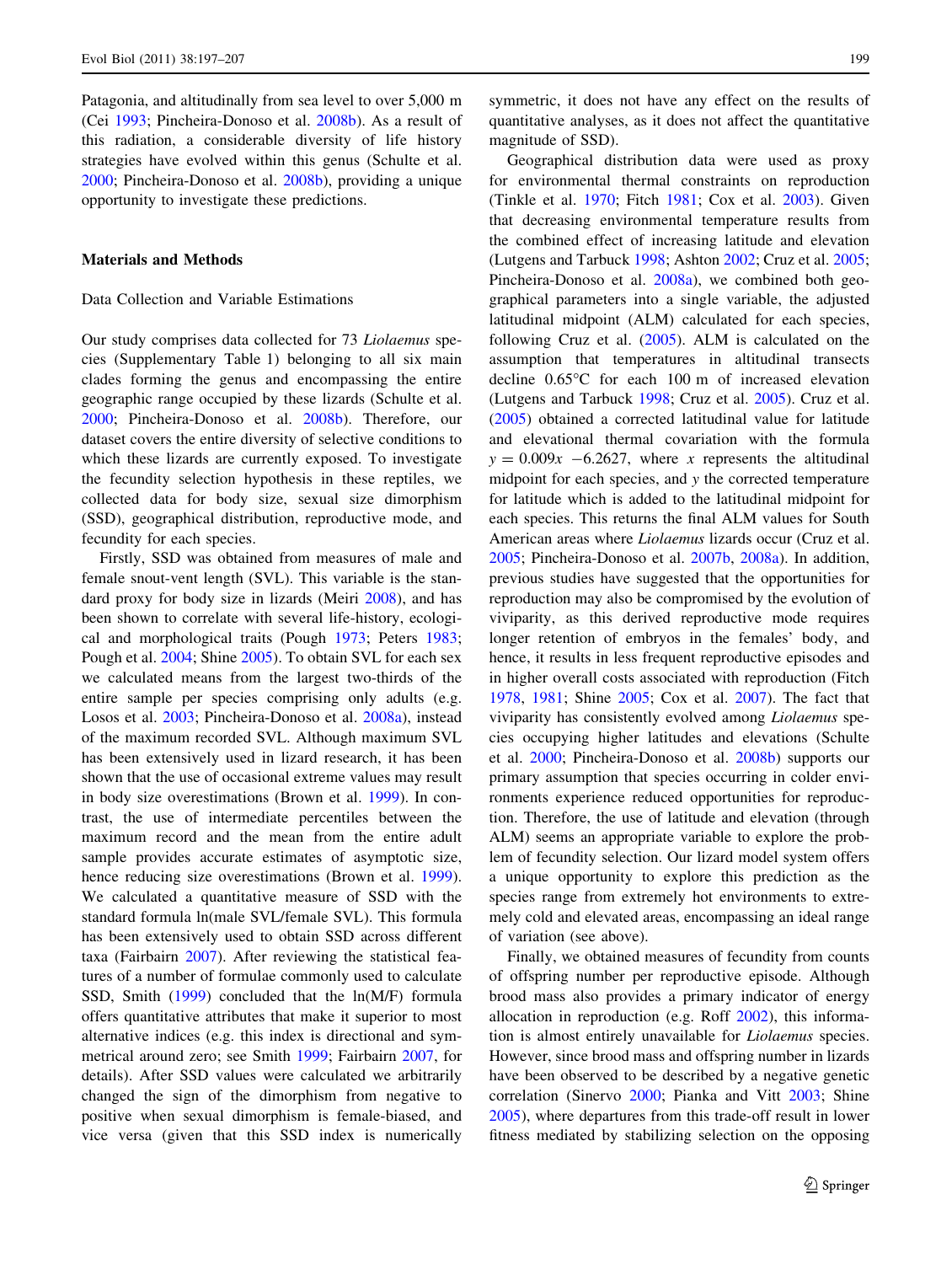Patagonia, and altitudinally from sea level to over 5,000 m (Cei 1993; Pincheira-Donoso et al. 2008b). As a result of this radiation, a considerable diversity of life history strategies have evolved within this genus (Schulte et al. 2000; Pincheira-Donoso et al. 2008b), providing a unique opportunity to investigate these predictions.

## Materials and Methods

### Data Collection and Variable Estimations

Our study comprises data collected for 73 *Liolaemus* species (Supplementary Table 1) belonging to all six main clades forming the genus and encompassing the entire geographic range occupied by these lizards (Schulte et al. 2000; Pincheira-Donoso et al. 2008b). Therefore, our dataset covers the entire diversity of selective conditions to which these lizards are currently exposed. To investigate the fecundity selection hypothesis in these reptiles, we collected data for body size, sexual size dimorphism (SSD), geographical distribution, reproductive mode, and fecundity for each species.

Firstly, SSD was obtained from measures of male and female snout-vent length (SVL). This variable is the standard proxy for body size in lizards (Meiri 2008), and has been shown to correlate with several life-history, ecological and morphological traits (Pough 1973; Peters 1983; Pough et al. 2004; Shine 2005). To obtain SVL for each sex we calculated means from the largest two-thirds of the entire sample per species comprising only adults (e.g. Losos et al. 2003; Pincheira-Donoso et al. 2008a), instead of the maximum recorded SVL. Although maximum SVL has been extensively used in lizard research, it has been shown that the use of occasional extreme values may result in body size overestimations (Brown et al. 1999). In contrast, the use of intermediate percentiles between the maximum record and the mean from the entire adult sample provides accurate estimates of asymptotic size, hence reducing size overestimations (Brown et al. 1999). We calculated a quantitative measure of SSD with the standard formula ln(male SVL/female SVL). This formula has been extensively used to obtain SSD across different taxa (Fairbairn 2007). After reviewing the statistical features of a number of formulae commonly used to calculate SSD, Smith (1999) concluded that the ln(M/F) formula offers quantitative attributes that make it superior to most alternative indices (e.g. this index is directional and symmetrical around zero; see Smith 1999; Fairbairn 2007, for details). After SSD values were calculated we arbitrarily changed the sign of the dimorphism from negative to positive when sexual dimorphism is female-biased, and vice versa (given that this SSD index is numerically symmetric, it does not have any effect on the results of quantitative analyses, as it does not affect the quantitative magnitude of SSD).

Geographical distribution data were used as proxy for environmental thermal constraints on reproduction (Tinkle et al. 1970; Fitch 1981; Cox et al. 2003). Given that decreasing environmental temperature results from the combined effect of increasing latitude and elevation (Lutgens and Tarbuck 1998; Ashton 2002; Cruz et al. 2005; Pincheira-Donoso et al. 2008a), we combined both geographical parameters into a single variable, the adjusted latitudinal midpoint (ALM) calculated for each species, following Cruz et al. (2005). ALM is calculated on the assumption that temperatures in altitudinal transects decline 0.65°C for each 100 m of increased elevation (Lutgens and Tarbuck 1998; Cruz et al. 2005). Cruz et al. (2005) obtained a corrected latitudinal value for latitude and elevational thermal covariation with the formula $y = 0.009x - 6.2627$, where $x$ represents the altitudinal midpoint for each species, and $y$ the corrected temperature for latitude which is added to the latitudinal midpoint for each species. This returns the final ALM values for South American areas where *Liolaemus* lizards occur (Cruz et al. 2005; Pincheira-Donoso et al. 2007b, 2008a). In addition, previous studies have suggested that the opportunities for reproduction may also be compromised by the evolution of viviparity, as this derived reproductive mode requires longer retention of embryos in the females' body, and hence, it results in less frequent reproductive episodes and in higher overall costs associated with reproduction (Fitch 1978, 1981; Shine 2005; Cox et al. 2007). The fact that viviparity has consistently evolved among *Liolaemus* species occupying higher latitudes and elevations (Schulte et al. 2000; Pincheira-Donoso et al. 2008b) supports our primary assumption that species occurring in colder environments experience reduced opportunities for reproduction. Therefore, the use of latitude and elevation (through ALM) seems an appropriate variable to explore the problem of fecundity selection. Our lizard model system offers a unique opportunity to explore this prediction as the species range from extremely hot environments to extremely cold and elevated areas, encompassing an ideal range of variation (see above).

Finally, we obtained measures of fecundity from counts of offspring number per reproductive episode. Although brood mass also provides a primary indicator of energy allocation in reproduction (e.g. Roff 2002), this information is almost entirely unavailable for *Liolaemus* species. However, since brood mass and offspring number in lizards have been observed to be described by a negative genetic correlation (Sinervo 2000; Pianka and Vitt 2003; Shine 2005), where departures from this trade-off result in lower fitness mediated by stabilizing selection on the opposing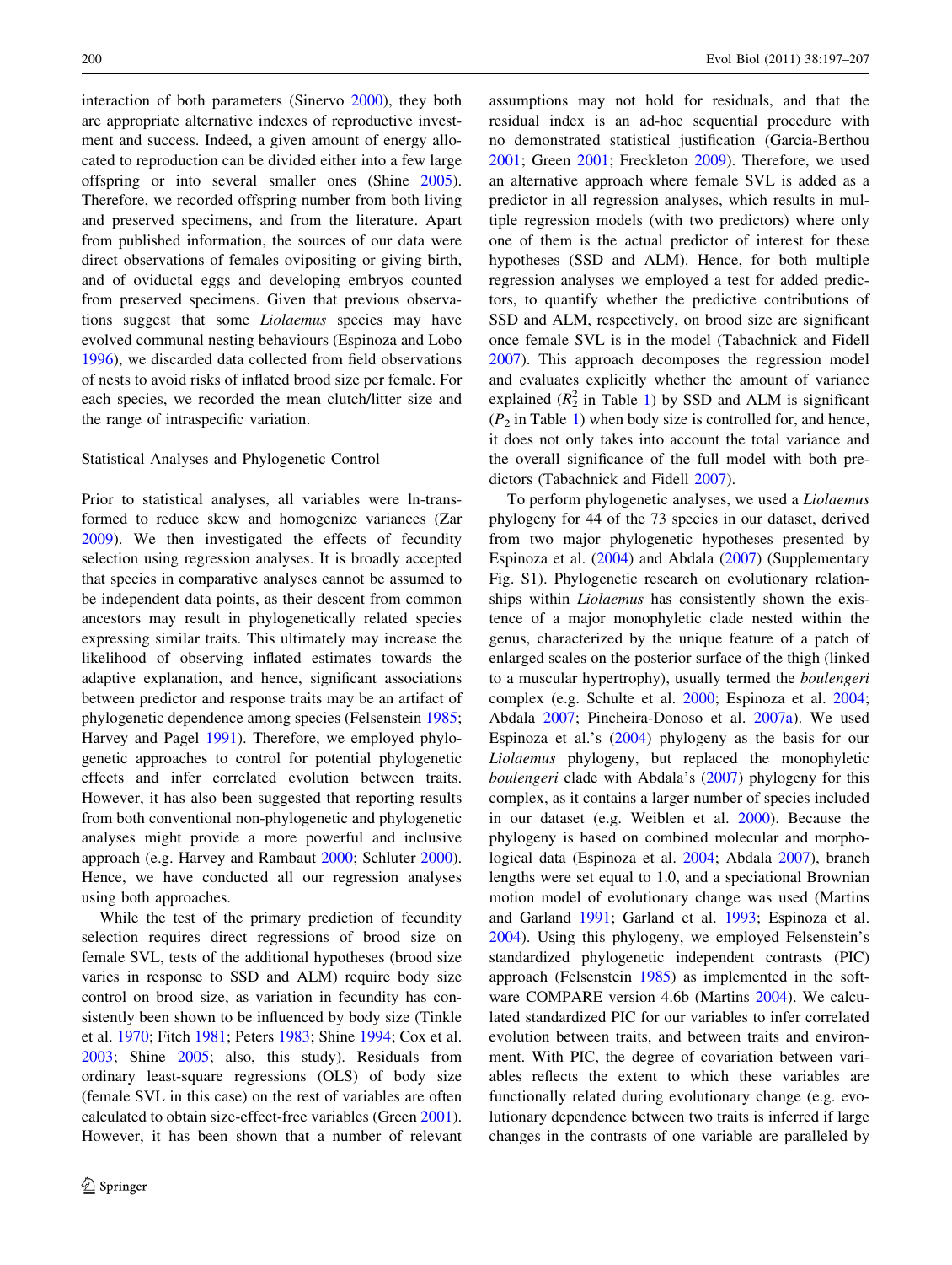interaction of both parameters (Sinervo 2000), they both are appropriate alternative indexes of reproductive investment and success. Indeed, a given amount of energy allocated to reproduction can be divided either into a few large offspring or into several smaller ones (Shine 2005). Therefore, we recorded offspring number from both living and preserved specimens, and from the literature. Apart from published information, the sources of our data were direct observations of females ovipositing or giving birth, and of oviductal eggs and developing embryos counted from preserved specimens. Given that previous observations suggest that some *Liolaemus* species may have evolved communal nesting behaviours (Espinoza and Lobo 1996), we discarded data collected from field observations of nests to avoid risks of inflated brood size per female. For each species, we recorded the mean clutch/litter size and the range of intraspecific variation.

## Statistical Analyses and Phylogenetic Control

Prior to statistical analyses, all variables were ln-transformed to reduce skew and homogenize variances (Zar 2009). We then investigated the effects of fecundity selection using regression analyses. It is broadly accepted that species in comparative analyses cannot be assumed to be independent data points, as their descent from common ancestors may result in phylogenetically related species expressing similar traits. This ultimately may increase the likelihood of observing inflated estimates towards the adaptive explanation, and hence, significant associations between predictor and response traits may be an artifact of phylogenetic dependence among species (Felsenstein 1985; Harvey and Pagel 1991). Therefore, we employed phylogenetic approaches to control for potential phylogenetic effects and infer correlated evolution between traits. However, it has also been suggested that reporting results from both conventional non-phylogenetic and phylogenetic analyses might provide a more powerful and inclusive approach (e.g. Harvey and Rambaut 2000; Schluter 2000). Hence, we have conducted all our regression analyses using both approaches.

While the test of the primary prediction of fecundity selection requires direct regressions of brood size on female SVL, tests of the additional hypotheses (brood size varies in response to SSD and ALM) require body size control on brood size, as variation in fecundity has consistently been shown to be influenced by body size (Tinkle et al. 1970; Fitch 1981; Peters 1983; Shine 1994; Cox et al. 2003; Shine 2005; also, this study). Residuals from ordinary least-square regressions (OLS) of body size (female SVL in this case) on the rest of variables are often calculated to obtain size-effect-free variables (Green 2001). However, it has been shown that a number of relevant assumptions may not hold for residuals, and that the residual index is an ad-hoc sequential procedure with no demonstrated statistical justification (Garcia-Berthou 2001; Green 2001; Freckleton 2009). Therefore, we used an alternative approach where female SVL is added as a predictor in all regression analyses, which results in multiple regression models (with two predictors) where only one of them is the actual predictor of interest for these hypotheses (SSD and ALM). Hence, for both multiple regression analyses we employed a test for added predictors, to quantify whether the predictive contributions of SSD and ALM, respectively, on brood size are significant once female SVL is in the model (Tabachnick and Fidell 2007). This approach decomposes the regression model and evaluates explicitly whether the amount of variance explained ($R_2^2$ in Table 1) by SSD and ALM is significant ($P_2$ in Table 1) when body size is controlled for, and hence, it does not only takes into account the total variance and the overall significance of the full model with both predictors (Tabachnick and Fidell 2007).

To perform phylogenetic analyses, we used a *Liolaemus* phylogeny for 44 of the 73 species in our dataset, derived from two major phylogenetic hypotheses presented by Espinoza et al. (2004) and Abdala (2007) (Supplementary Fig. S1). Phylogenetic research on evolutionary relationships within *Liolaemus* has consistently shown the existence of a major monophyletic clade nested within the genus, characterized by the unique feature of a patch of enlarged scales on the posterior surface of the thigh (linked to a muscular hypertrophy), usually termed the *boulengeri* complex (e.g. Schulte et al. 2000; Espinoza et al. 2004; Abdala 2007; Pincheira-Donoso et al. 2007a). We used Espinoza et al.'s (2004) phylogeny as the basis for our *Liolaemus* phylogeny, but replaced the monophyletic *boulengeri* clade with Abdala's (2007) phylogeny for this complex, as it contains a larger number of species included in our dataset (e.g. Weiblen et al. 2000). Because the phylogeny is based on combined molecular and morphological data (Espinoza et al. 2004; Abdala 2007), branch lengths were set equal to 1.0, and a speciational Brownian motion model of evolutionary change was used (Martins and Garland 1991; Garland et al. 1993; Espinoza et al. 2004). Using this phylogeny, we employed Felsenstein's standardized phylogenetic independent contrasts (PIC) approach (Felsenstein 1985) as implemented in the software COMPARE version 4.6b (Martins 2004). We calculated standardized PIC for our variables to infer correlated evolution between traits, and between traits and environment. With PIC, the degree of covariation between variables reflects the extent to which these variables are functionally related during evolutionary change (e.g. evolutionary dependence between two traits is inferred if large changes in the contrasts of one variable are paralleled by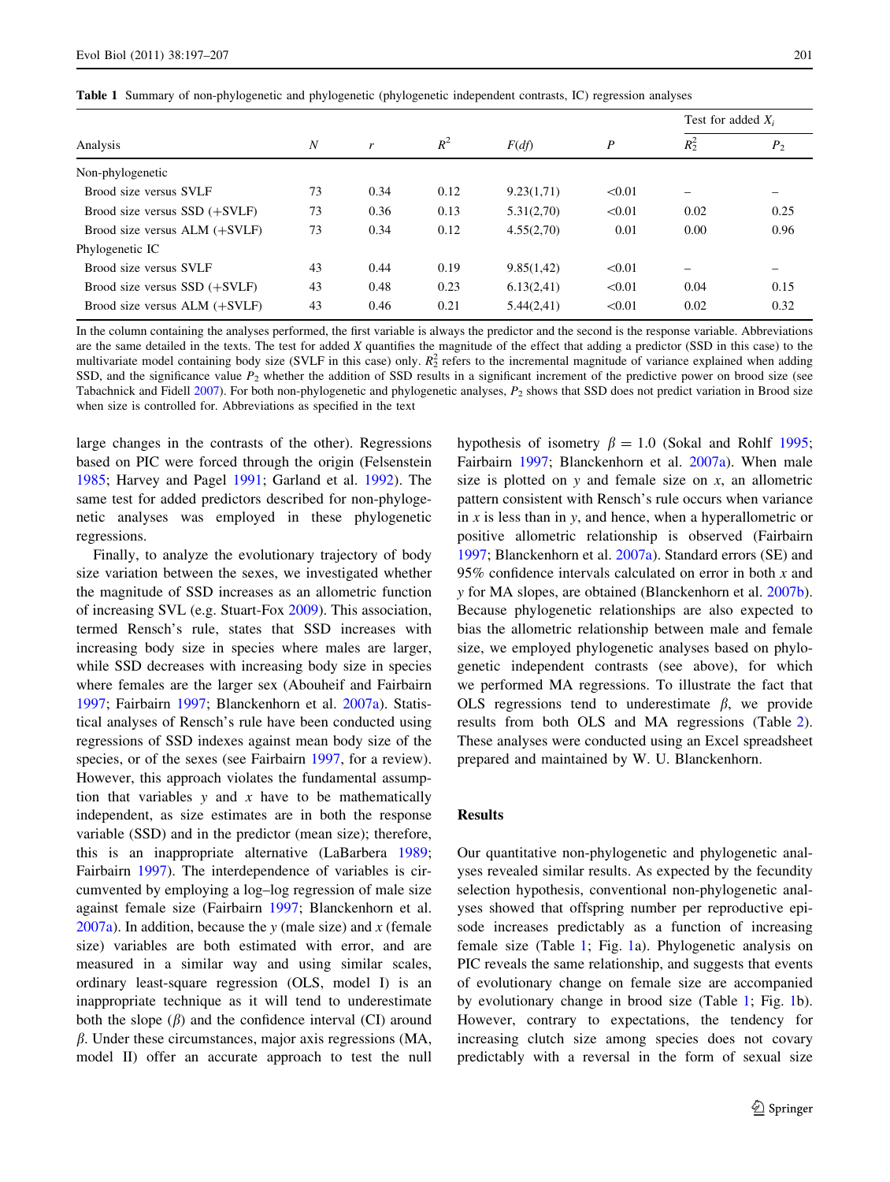**Table 1** Summary of non-phylogenetic and phylogenetic (phylogenetic independent contrasts, IC) regression analyses

| Analysis | N | r | $R^2$ | F(df) | P | Test for added $X_i$ | |
|---|---|---|---|---|---|---|---|
| | | | | | | $R_2^2$ | $P_2$ |
| Non-phylogenetic | | | | | | | |
| Brood size versus SVLF | 73 | 0.34 | 0.12 | 9.23(1,71) | <0.01 | – | – |
| Brood size versus SSD (+SVLF) | 73 | 0.36 | 0.13 | 5.31(2,70) | <0.01 | 0.02 | 0.25 |
| Brood size versus ALM (+SVLF) | 73 | 0.34 | 0.12 | 4.55(2,70) | 0.01 | 0.00 | 0.96 |
| Phylogenetic IC | | | | | | | |
| Brood size versus SVLF | 43 | 0.44 | 0.19 | 9.85(1,42) | <0.01 | – | – |
| Brood size versus SSD (+SVLF) | 43 | 0.48 | 0.23 | 6.13(2,41) | <0.01 | 0.04 | 0.15 |
| Brood size versus ALM (+SVLF) | 43 | 0.46 | 0.21 | 5.44(2,41) | <0.01 | 0.02 | 0.32 |

In the column containing the analyses performed, the first variable is always the predictor and the second is the response variable. Abbreviations are the same detailed in the texts. The test for added X quantifies the magnitude of the effect that adding a predictor (SSD in this case) to the multivariate model containing body size (SVLF in this case) only. $R_2^2$ refers to the incremental magnitude of variance explained when adding SSD, and the significance value $P_2$ whether the addition of SSD results in a significant increment of the predictive power on brood size (see Tabachnick and Fidell 2007). For both non-phylogenetic and phylogenetic analyses, $P_2$ shows that SSD does not predict variation in Brood size when size is controlled for. Abbreviations as specified in the text

large changes in the contrasts of the other). Regressions based on PIC were forced through the origin (Felsenstein 1985; Harvey and Pagel 1991; Garland et al. 1992). The same test for added predictors described for non-phylogenetic analyses was employed in these phylogenetic regressions.

Finally, to analyze the evolutionary trajectory of body size variation between the sexes, we investigated whether the magnitude of SSD increases as an allometric function of increasing SVL (e.g. Stuart-Fox 2009). This association, termed Rensch's rule, states that SSD increases with increasing body size in species where males are larger, while SSD decreases with increasing body size in species where females are the larger sex (Abouheif and Fairbairn 1997; Fairbairn 1997; Blanckenhorn et al. 2007a). Statistical analyses of Rensch's rule have been conducted using regressions of SSD indexes against mean body size of the species, or of the sexes (see Fairbairn 1997, for a review). However, this approach violates the fundamental assumption that variables $y$ and $x$ have to be mathematically independent, as size estimates are in both the response variable (SSD) and in the predictor (mean size); therefore, this is an inappropriate alternative (LaBarbera 1989; Fairbairn 1997). The interdependence of variables is circumvented by employing a log–log regression of male size against female size (Fairbairn 1997; Blanckenhorn et al. 2007a). In addition, because the $y$ (male size) and $x$ (female size) variables are both estimated with error, and are measured in a similar way and using similar scales, ordinary least-square regression (OLS, model I) is an inappropriate technique as it will tend to underestimate both the slope ($\beta$) and the confidence interval (CI) around $\beta$. Under these circumstances, major axis regressions (MA, model II) offer an accurate approach to test the null hypothesis of isometry $\beta = 1.0$ (Sokal and Rohlf 1995; Fairbairn 1997; Blanckenhorn et al. 2007a). When male size is plotted on $y$ and female size on $x$, an allometric pattern consistent with Rensch's rule occurs when variance in $x$ is less than in $y$, and hence, when a hyperallometric or positive allometric relationship is observed (Fairbairn 1997; Blanckenhorn et al. 2007a). Standard errors (SE) and 95% confidence intervals calculated on error in both $x$ and $y$ for MA slopes, are obtained (Blanckenhorn et al. 2007b). Because phylogenetic relationships are also expected to bias the allometric relationship between male and female size, we employed phylogenetic analyses based on phylogenetic independent contrasts (see above), for which we performed MA regressions. To illustrate the fact that OLS regressions tend to underestimate $\beta$, we provide results from both OLS and MA regressions (Table 2). These analyses were conducted using an Excel spreadsheet prepared and maintained by W. U. Blanckenhorn.

## Results

Our quantitative non-phylogenetic and phylogenetic analyses revealed similar results. As expected by the fecundity selection hypothesis, conventional non-phylogenetic analyses showed that offspring number per reproductive episode increases predictably as a function of increasing female size (Table 1; Fig. 1a). Phylogenetic analysis on PIC reveals the same relationship, and suggests that events of evolutionary change on female size are accompanied by evolutionary change in brood size (Table 1; Fig. 1b). However, contrary to expectations, the tendency for increasing clutch size among species does not covary predictably with a reversal in the form of sexual size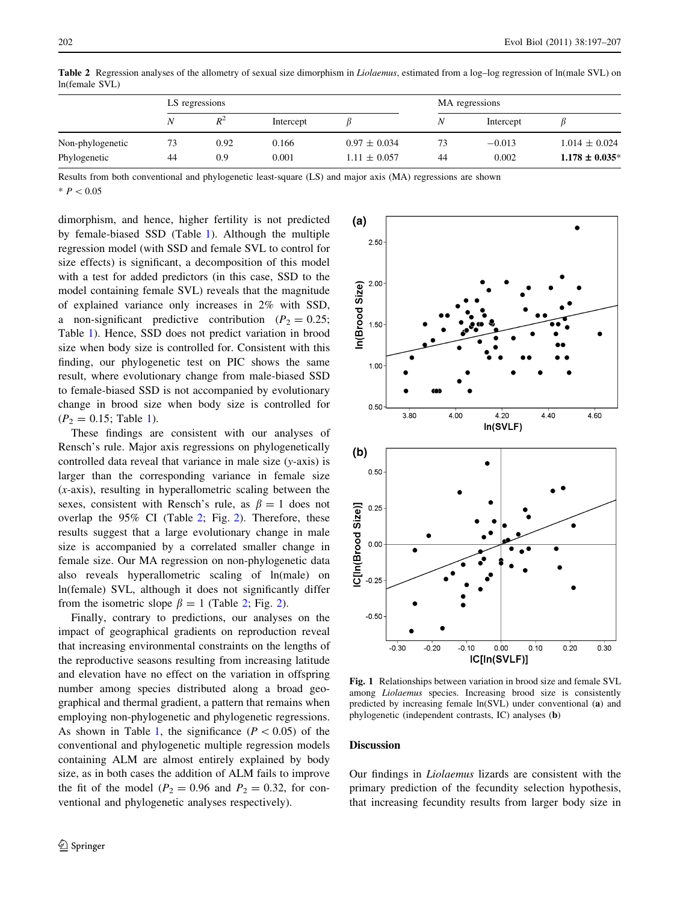**Table 2** Regression analyses of the allometry of sexual size dimorphism in *Liolaemus*, estimated from a log–log regression of ln(male SVL) on ln(female SVL)

| | LS regressions | | | | MA regressions | | |
|---|---|---|---|---|---|---|---|
| | *N* | $R^2$ | Intercept | $\beta$ | *N* | Intercept | $\beta$ |
| Non-phylogenetic | 73 | 0.92 | 0.166 | 0.97 ± 0.034 | 73 | −0.013 | 1.014 ± 0.024 |
| Phylogenetic | 44 | 0.9 | 0.001 | 1.11 ± 0.057 | 44 | 0.002 | **1.178 ± 0.035*** |

Results from both conventional and phylogenetic least-square (LS) and major axis (MA) regressions are shown

* $P < 0.05$

dimorphism, and hence, higher fertility is not predicted by female-biased SSD (Table 1). Although the multiple regression model (with SSD and female SVL to control for size effects) is significant, a decomposition of this model with a test for added predictors (in this case, SSD to the model containing female SVL) reveals that the magnitude of explained variance only increases in 2% with SSD, a non-significant predictive contribution ($P_2 = 0.25$; Table 1). Hence, SSD does not predict variation in brood size when body size is controlled for. Consistent with this finding, our phylogenetic test on PIC shows the same result, where evolutionary change from male-biased SSD to female-biased SSD is not accompanied by evolutionary change in brood size when body size is controlled for ($P_2 = 0.15$; Table 1).

These findings are consistent with our analyses of Rensch's rule. Major axis regressions on phylogenetically controlled data reveal that variance in male size (*y*-axis) is larger than the corresponding variance in female size (*x*-axis), resulting in hyperallometric scaling between the sexes, consistent with Rensch's rule, as $\beta = 1$ does not overlap the 95% CI (Table 2; Fig. 2). Therefore, these results suggest that a large evolutionary change in male size is accompanied by a correlated smaller change in female size. Our MA regression on non-phylogenetic data also reveals hyperallometric scaling of ln(male) on ln(female) SVL, although it does not significantly differ from the isometric slope $\beta = 1$ (Table 2; Fig. 2).

Finally, contrary to predictions, our analyses on the impact of geographical gradients on reproduction reveal that increasing environmental constraints on the lengths of the reproductive seasons resulting from increasing latitude and elevation have no effect on the variation in offspring number among species distributed along a broad geographical and thermal gradient, a pattern that remains when employing non-phylogenetic and phylogenetic regressions. As shown in Table 1, the significance ($P < 0.05$) of the conventional and phylogenetic multiple regression models containing ALM are almost entirely explained by body size, as in both cases the addition of ALM fails to improve the fit of the model ($P_2 = 0.96$ and $P_2 = 0.32$, for conventional and phylogenetic analyses respectively).

**Fig. 1** Relationships between variation in brood size and female SVL among *Liolaemus* species. Increasing brood size is consistently predicted by increasing female ln(SVL) under conventional (**a**) and phylogenetic (independent contrasts, IC) analyses (**b**)

## Discussion

Our findings in *Liolaemus* lizards are consistent with the primary prediction of the fecundity selection hypothesis, that increasing fecundity results from larger body size in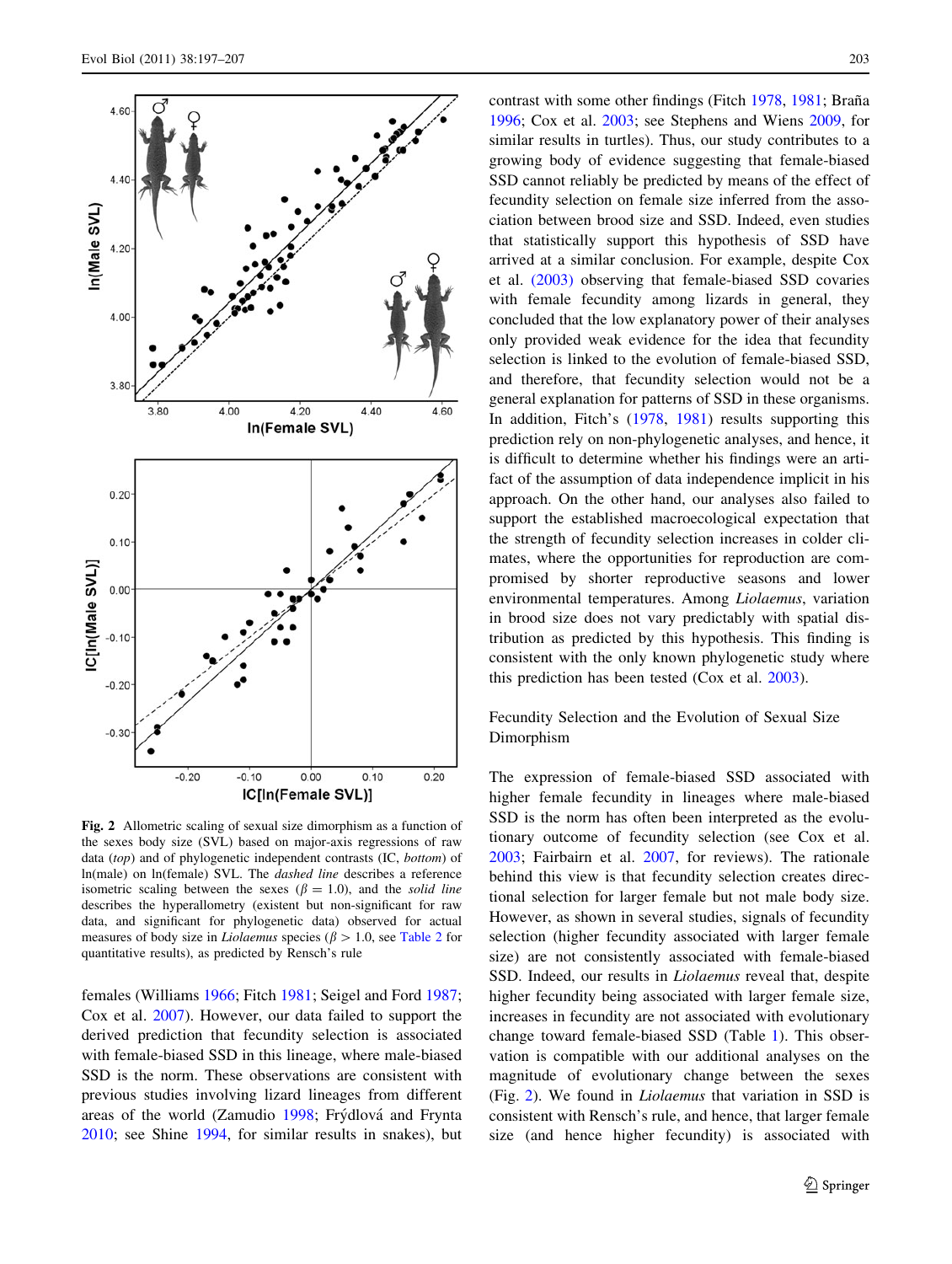Fig. 2 Allometric scaling of sexual size dimorphism as a function of the sexes body size (SVL) based on major-axis regressions of raw data (*top*) and of phylogenetic independent contrasts (IC, *bottom*) of ln(male) on ln(female) SVL. The *dashed line* describes a reference isometric scaling between the sexes ($\beta = 1.0$), and the *solid line* describes the hyperallometry (existent but non-significant for raw data, and significant for phylogenetic data) observed for actual measures of body size in *Liolaemus* species ($\beta > 1.0$, see Table 2 for quantitative results), as predicted by Rensch's rule

females (Williams 1966; Fitch 1981; Seigel and Ford 1987; Cox et al. 2007). However, our data failed to support the derived prediction that fecundity selection is associated with female-biased SSD in this lineage, where male-biased SSD is the norm. These observations are consistent with previous studies involving lizard lineages from different areas of the world (Zamudio 1998; Frýdlová and Frynta 2010; see Shine 1994, for similar results in snakes), but contrast with some other findings (Fitch 1978, 1981; Braña 1996; Cox et al. 2003; see Stephens and Wiens 2009, for similar results in turtles). Thus, our study contributes to a growing body of evidence suggesting that female-biased SSD cannot reliably be predicted by means of the effect of fecundity selection on female size inferred from the association between brood size and SSD. Indeed, even studies that statistically support this hypothesis of SSD have arrived at a similar conclusion. For example, despite Cox et al. (2003) observing that female-biased SSD covaries with female fecundity among lizards in general, they concluded that the low explanatory power of their analyses only provided weak evidence for the idea that fecundity selection is linked to the evolution of female-biased SSD, and therefore, that fecundity selection would not be a general explanation for patterns of SSD in these organisms. In addition, Fitch's (1978, 1981) results supporting this prediction rely on non-phylogenetic analyses, and hence, it is difficult to determine whether his findings were an artifact of the assumption of data independence implicit in his approach. On the other hand, our analyses also failed to support the established macroecological expectation that the strength of fecundity selection increases in colder climates, where the opportunities for reproduction are compromised by shorter reproductive seasons and lower environmental temperatures. Among *Liolaemus*, variation in brood size does not vary predictably with spatial distribution as predicted by this hypothesis. This finding is consistent with the only known phylogenetic study where this prediction has been tested (Cox et al. 2003).

## Fecundity Selection and the Evolution of Sexual Size Dimorphism

The expression of female-biased SSD associated with higher female fecundity in lineages where male-biased SSD is the norm has often been interpreted as the evolutionary outcome of fecundity selection (see Cox et al. 2003; Fairbairn et al. 2007, for reviews). The rationale behind this view is that fecundity selection creates directional selection for larger female but not male body size. However, as shown in several studies, signals of fecundity selection (higher fecundity associated with larger female size) are not consistently associated with female-biased SSD. Indeed, our results in *Liolaemus* reveal that, despite higher fecundity being associated with larger female size, increases in fecundity are not associated with evolutionary change toward female-biased SSD (Table 1). This observation is compatible with our additional analyses on the magnitude of evolutionary change between the sexes (Fig. 2). We found in *Liolaemus* that variation in SSD is consistent with Rensch's rule, and hence, that larger female size (and hence higher fecundity) is associated with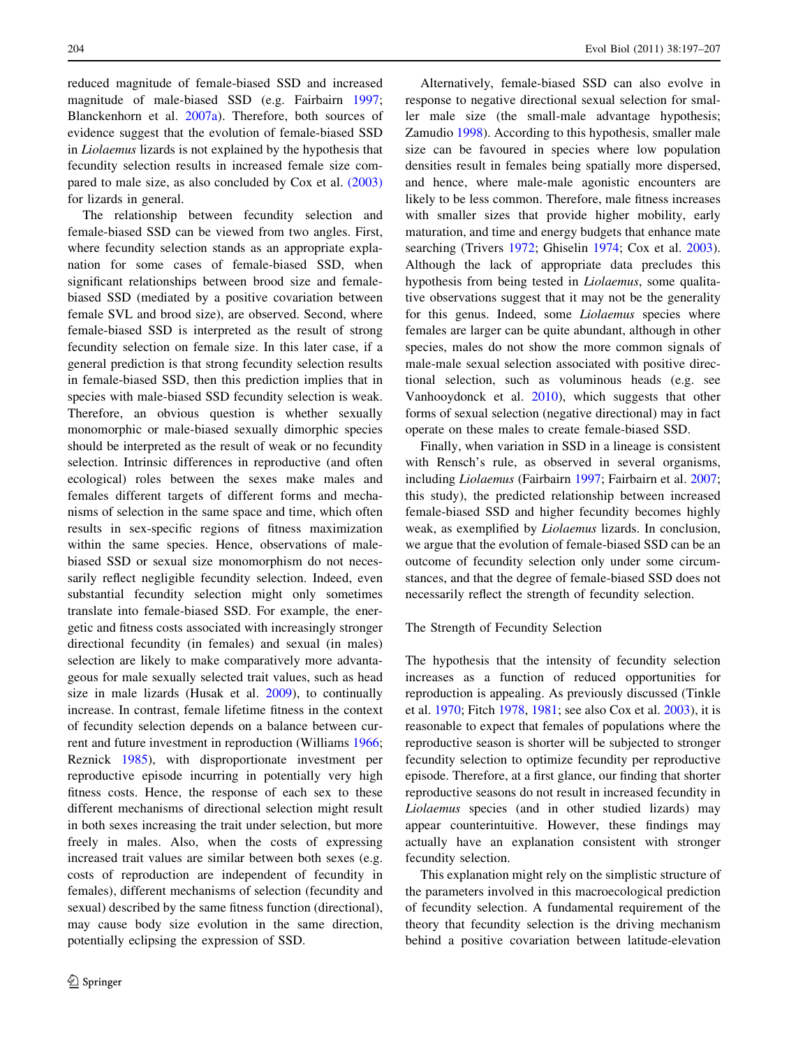reduced magnitude of female-biased SSD and increased magnitude of male-biased SSD (e.g. Fairbairn 1997; Blanckenhorn et al. 2007a). Therefore, both sources of evidence suggest that the evolution of female-biased SSD in *Liolaemus* lizards is not explained by the hypothesis that fecundity selection results in increased female size compared to male size, as also concluded by Cox et al. (2003) for lizards in general.

The relationship between fecundity selection and female-biased SSD can be viewed from two angles. First, where fecundity selection stands as an appropriate explanation for some cases of female-biased SSD, when significant relationships between brood size and female-biased SSD (mediated by a positive covariation between female SVL and brood size), are observed. Second, where female-biased SSD is interpreted as the result of strong fecundity selection on female size. In this later case, if a general prediction is that strong fecundity selection results in female-biased SSD, then this prediction implies that in species with male-biased SSD fecundity selection is weak. Therefore, an obvious question is whether sexually monomorphic or male-biased sexually dimorphic species should be interpreted as the result of weak or no fecundity selection. Intrinsic differences in reproductive (and often ecological) roles between the sexes make males and females different targets of different forms and mechanisms of selection in the same space and time, which often results in sex-specific regions of fitness maximization within the same species. Hence, observations of male-biased SSD or sexual size monomorphism do not necessarily reflect negligible fecundity selection. Indeed, even substantial fecundity selection might only sometimes translate into female-biased SSD. For example, the energetic and fitness costs associated with increasingly stronger directional fecundity (in females) and sexual (in males) selection are likely to make comparatively more advantageous for male sexually selected trait values, such as head size in male lizards (Husak et al. 2009), to continually increase. In contrast, female lifetime fitness in the context of fecundity selection depends on a balance between current and future investment in reproduction (Williams 1966; Reznick 1985), with disproportionate investment per reproductive episode incurring in potentially very high fitness costs. Hence, the response of each sex to these different mechanisms of directional selection might result in both sexes increasing the trait under selection, but more freely in males. Also, when the costs of expressing increased trait values are similar between both sexes (e.g. costs of reproduction are independent of fecundity in females), different mechanisms of selection (fecundity and sexual) described by the same fitness function (directional), may cause body size evolution in the same direction, potentially eclipsing the expression of SSD.

Alternatively, female-biased SSD can also evolve in response to negative directional sexual selection for smaller male size (the small-male advantage hypothesis; Zamudio 1998). According to this hypothesis, smaller male size can be favoured in species where low population densities result in females being spatially more dispersed, and hence, where male-male agonistic encounters are likely to be less common. Therefore, male fitness increases with smaller sizes that provide higher mobility, early maturation, and time and energy budgets that enhance mate searching (Trivers 1972; Ghiselin 1974; Cox et al. 2003). Although the lack of appropriate data precludes this hypothesis from being tested in *Liolaemus*, some qualitative observations suggest that it may not be the generality for this genus. Indeed, some *Liolaemus* species where females are larger can be quite abundant, although in other species, males do not show the more common signals of male-male sexual selection associated with positive directional selection, such as voluminous heads (e.g. see Vanhooydonck et al. 2010), which suggests that other forms of sexual selection (negative directional) may in fact operate on these males to create female-biased SSD.

Finally, when variation in SSD in a lineage is consistent with Rensch's rule, as observed in several organisms, including *Liolaemus* (Fairbairn 1997; Fairbairn et al. 2007; this study), the predicted relationship between increased female-biased SSD and higher fecundity becomes highly weak, as exemplified by *Liolaemus* lizards. In conclusion, we argue that the evolution of female-biased SSD can be an outcome of fecundity selection only under some circumstances, and that the degree of female-biased SSD does not necessarily reflect the strength of fecundity selection.

## The Strength of Fecundity Selection

The hypothesis that the intensity of fecundity selection increases as a function of reduced opportunities for reproduction is appealing. As previously discussed (Tinkle et al. 1970; Fitch 1978, 1981; see also Cox et al. 2003), it is reasonable to expect that females of populations where the reproductive season is shorter will be subjected to stronger fecundity selection to optimize fecundity per reproductive episode. Therefore, at a first glance, our finding that shorter reproductive seasons do not result in increased fecundity in *Liolaemus* species (and in other studied lizards) may appear counterintuitive. However, these findings may actually have an explanation consistent with stronger fecundity selection.

This explanation might rely on the simplistic structure of the parameters involved in this macroecological prediction of fecundity selection. A fundamental requirement of the theory that fecundity selection is the driving mechanism behind a positive covariation between latitude-elevation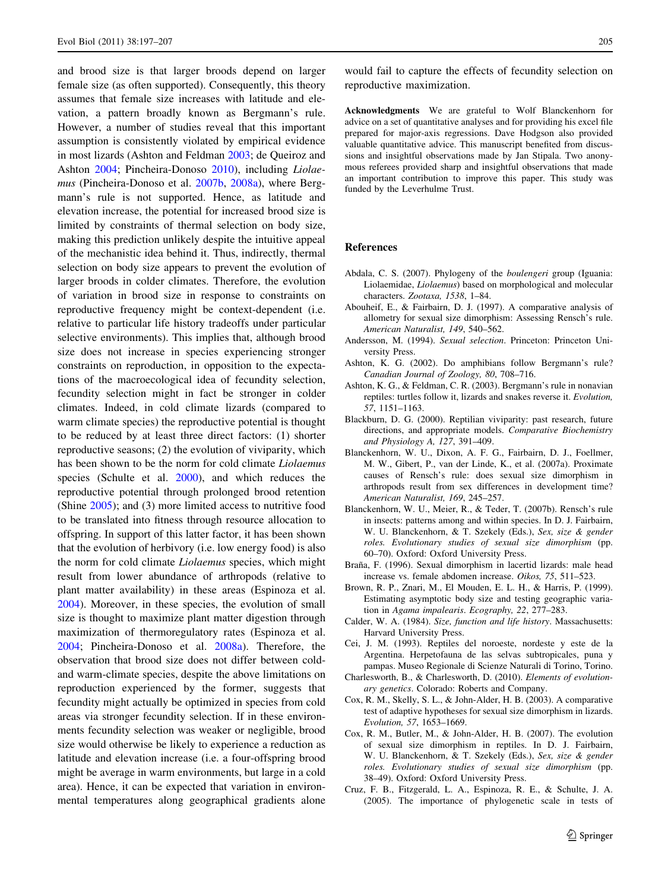and brood size is that larger broods depend on larger female size (as often supported). Consequently, this theory assumes that female size increases with latitude and elevation, a pattern broadly known as Bergmann's rule. However, a number of studies reveal that this important assumption is consistently violated by empirical evidence in most lizards (Ashton and Feldman 2003; de Queiroz and Ashton 2004; Pincheira-Donoso 2010), including *Liolaemus* (Pincheira-Donoso et al. 2007b, 2008a), where Bergmann's rule is not supported. Hence, as latitude and elevation increase, the potential for increased brood size is limited by constraints of thermal selection on body size, making this prediction unlikely despite the intuitive appeal of the mechanistic idea behind it. Thus, indirectly, thermal selection on body size appears to prevent the evolution of larger broods in colder climates. Therefore, the evolution of variation in brood size in response to constraints on reproductive frequency might be context-dependent (i.e. relative to particular life history tradeoffs under particular selective environments). This implies that, although brood size does not increase in species experiencing stronger constraints on reproduction, in opposition to the expectations of the macroecological idea of fecundity selection, fecundity selection might in fact be stronger in colder climates. Indeed, in cold climate lizards (compared to warm climate species) the reproductive potential is thought to be reduced by at least three direct factors: (1) shorter reproductive seasons; (2) the evolution of viviparity, which has been shown to be the norm for cold climate *Liolaemus* species (Schulte et al. 2000), and which reduces the reproductive potential through prolonged brood retention (Shine 2005); and (3) more limited access to nutritive food to be translated into fitness through resource allocation to offspring. In support of this latter factor, it has been shown that the evolution of herbivory (i.e. low energy food) is also the norm for cold climate *Liolaemus* species, which might result from lower abundance of arthropods (relative to plant matter availability) in these areas (Espinoza et al. 2004). Moreover, in these species, the evolution of small size is thought to maximize plant matter digestion through maximization of thermoregulatory rates (Espinoza et al. 2004; Pincheira-Donoso et al. 2008a). Therefore, the observation that brood size does not differ between cold- and warm-climate species, despite the above limitations on reproduction experienced by the former, suggests that fecundity might actually be optimized in species from cold areas via stronger fecundity selection. If in these environments fecundity selection was weaker or negligible, brood size would otherwise be likely to experience a reduction as latitude and elevation increase (i.e. a four-offspring brood might be average in warm environments, but large in a cold area). Hence, it can be expected that variation in environmental temperatures along geographical gradients alone would fail to capture the effects of fecundity selection on reproductive maximization.

**Acknowledgments** We are grateful to Wolf Blanckenhorn for advice on a set of quantitative analyses and for providing his excel file prepared for major-axis regressions. Dave Hodgson also provided valuable quantitative advice. This manuscript benefited from discussions and insightful observations made by Jan Stipala. Two anonymous referees provided sharp and insightful observations that made an important contribution to improve this paper. This study was funded by the Leverhulme Trust.

## References

Abdala, C. S. (2007). Phylogeny of the *boulengeri* group (Iguania: Liolaemidae, *Liolaemus*) based on morphological and molecular characters. *Zootaxa, 1538*, 1–84.

Abouheif, E., & Fairbairn, D. J. (1997). A comparative analysis of allometry for sexual size dimorphism: Assessing Rensch's rule. *American Naturalist, 149*, 540–562.

Andersson, M. (1994). *Sexual selection*. Princeton: Princeton University Press.

Ashton, K. G. (2002). Do amphibians follow Bergmann's rule? *Canadian Journal of Zoology, 80*, 708–716.

Ashton, K. G., & Feldman, C. R. (2003). Bergmann's rule in nonavian reptiles: turtles follow it, lizards and snakes reverse it. *Evolution, 57*, 1151–1163.

Blackburn, D. G. (2000). Reptilian viviparity: past research, future directions, and appropriate models. *Comparative Biochemistry and Physiology A, 127*, 391–409.

Blanckenhorn, W. U., Dixon, A. F. G., Fairbairn, D. J., Foellmer, M. W., Gibert, P., van der Linde, K., et al. (2007a). Proximate causes of Rensch's rule: does sexual size dimorphism in arthropods result from sex differences in development time? *American Naturalist, 169*, 245–257.

Blanckenhorn, W. U., Meier, R., & Teder, T. (2007b). Rensch's rule in insects: patterns among and within species. In D. J. Fairbairn, W. U. Blanckenhorn, & T. Szekely (Eds.), *Sex, size & gender roles. Evolutionary studies of sexual size dimorphism* (pp. 60–70). Oxford: Oxford University Press.

Braña, F. (1996). Sexual dimorphism in lacertid lizards: male head increase vs. female abdomen increase. *Oikos, 75*, 511–523.

Brown, R. P., Znari, M., El Mouden, E. L. H., & Harris, P. (1999). Estimating asymptotic body size and testing geographic variation in *Agama impalearis*. *Ecography, 22*, 277–283.

Calder, W. A. (1984). *Size, function and life history*. Massachusetts: Harvard University Press.

Cei, J. M. (1993). Reptiles del noroeste, nordeste y este de la Argentina. Herpetofauna de las selvas subtropicales, puna y pampas. Museo Regionale di Scienze Naturali di Torino, Torino.

Charlesworth, B., & Charlesworth, D. (2010). *Elements of evolutionary genetics*. Colorado: Roberts and Company.

Cox, R. M., Skelly, S. L., & John-Alder, H. B. (2003). A comparative test of adaptive hypotheses for sexual size dimorphism in lizards. *Evolution, 57*, 1653–1669.

Cox, R. M., Butler, M., & John-Alder, H. B. (2007). The evolution of sexual size dimorphism in reptiles. In D. J. Fairbairn, W. U. Blanckenhorn, & T. Szekely (Eds.), *Sex, size & gender roles. Evolutionary studies of sexual size dimorphism* (pp. 38–49). Oxford: Oxford University Press.

Cruz, F. B., Fitzgerald, L. A., Espinoza, R. E., & Schulte, J. A. (2005). The importance of phylogenetic scale in tests of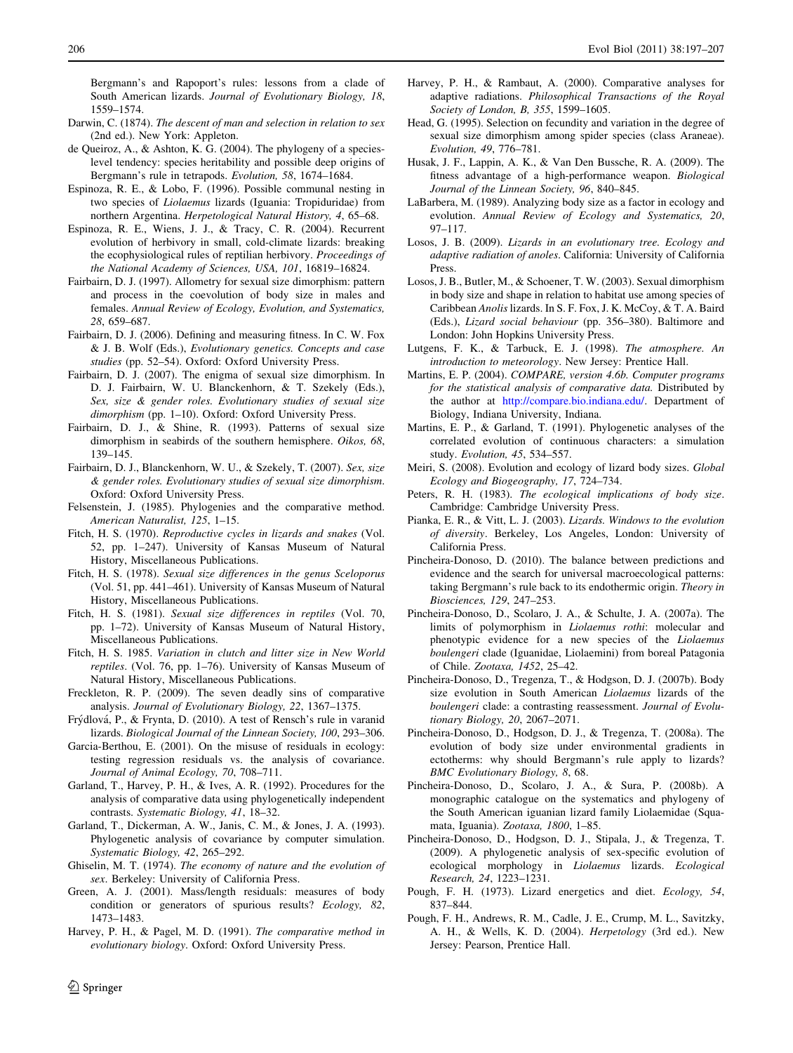Bergmann's and Rapoport's rules: lessons from a clade of South American lizards. *Journal of Evolutionary Biology, 18*, 1559–1574.

Darwin, C. (1874). *The descent of man and selection in relation to sex* (2nd ed.). New York: Appleton.

de Queiroz, A., & Ashton, K. G. (2004). The phylogeny of a species-level tendency: species heritability and possible deep origins of Bergmann's rule in tetrapods. *Evolution, 58*, 1674–1684.

Espinoza, R. E., & Lobo, F. (1996). Possible communal nesting in two species of *Liolaemus* lizards (Iguania: Tropiduridae) from northern Argentina. *Herpetological Natural History, 4*, 65–68.

Espinoza, R. E., Wiens, J. J., & Tracy, C. R. (2004). Recurrent evolution of herbivory in small, cold-climate lizards: breaking the ecophysiological rules of reptilian herbivory. *Proceedings of the National Academy of Sciences, USA, 101*, 16819–16824.

Fairbairn, D. J. (1997). Allometry for sexual size dimorphism: pattern and process in the coevolution of body size in males and females. *Annual Review of Ecology, Evolution, and Systematics, 28*, 659–687.

Fairbairn, D. J. (2006). Defining and measuring fitness. In C. W. Fox & J. B. Wolf (Eds.), *Evolutionary genetics. Concepts and case studies* (pp. 52–54). Oxford: Oxford University Press.

Fairbairn, D. J. (2007). The enigma of sexual size dimorphism. In D. J. Fairbairn, W. U. Blanckenhorn, & T. Szekely (Eds.), *Sex, size & gender roles. Evolutionary studies of sexual size dimorphism* (pp. 1–10). Oxford: Oxford University Press.

Fairbairn, D. J., & Shine, R. (1993). Patterns of sexual size dimorphism in seabirds of the southern hemisphere. *Oikos, 68*, 139–145.

Fairbairn, D. J., Blanckenhorn, W. U., & Szekely, T. (2007). *Sex, size & gender roles. Evolutionary studies of sexual size dimorphism*. Oxford: Oxford University Press.

Felsenstein, J. (1985). Phylogenies and the comparative method. *American Naturalist, 125*, 1–15.

Fitch, H. S. (1970). *Reproductive cycles in lizards and snakes* (Vol. 52, pp. 1–247). University of Kansas Museum of Natural History, Miscellaneous Publications.

Fitch, H. S. (1978). *Sexual size differences in the genus Sceloporus* (Vol. 51, pp. 441–461). University of Kansas Museum of Natural History, Miscellaneous Publications.

Fitch, H. S. (1981). *Sexual size differences in reptiles* (Vol. 70, pp. 1–72). University of Kansas Museum of Natural History, Miscellaneous Publications.

Fitch, H. S. 1985. *Variation in clutch and litter size in New World reptiles*. (Vol. 76, pp. 1–76). University of Kansas Museum of Natural History, Miscellaneous Publications.

Freckleton, R. P. (2009). The seven deadly sins of comparative analysis. *Journal of Evolutionary Biology, 22*, 1367–1375.

Frýdlová, P., & Frynta, D. (2010). A test of Rensch's rule in varanid lizards. *Biological Journal of the Linnean Society, 100*, 293–306.

Garcia-Berthou, E. (2001). On the misuse of residuals in ecology: testing regression residuals vs. the analysis of covariance. *Journal of Animal Ecology, 70*, 708–711.

Garland, T., Harvey, P. H., & Ives, A. R. (1992). Procedures for the analysis of comparative data using phylogenetically independent contrasts. *Systematic Biology, 41*, 18–32.

Garland, T., Dickerman, A. W., Janis, C. M., & Jones, J. A. (1993). Phylogenetic analysis of covariance by computer simulation. *Systematic Biology, 42*, 265–292.

Ghiselin, M. T. (1974). *The economy of nature and the evolution of sex*. Berkeley: University of California Press.

Green, A. J. (2001). Mass/length residuals: measures of body condition or generators of spurious results? *Ecology, 82*, 1473–1483.

Harvey, P. H., & Pagel, M. D. (1991). *The comparative method in evolutionary biology*. Oxford: Oxford University Press.

Harvey, P. H., & Rambaut, A. (2000). Comparative analyses for adaptive radiations. *Philosophical Transactions of the Royal Society of London, B, 355*, 1599–1605.

Head, G. (1995). Selection on fecundity and variation in the degree of sexual size dimorphism among spider species (class Araneae). *Evolution, 49*, 776–781.

Husak, J. F., Lappin, A. K., & Van Den Bussche, R. A. (2009). The fitness advantage of a high-performance weapon. *Biological Journal of the Linnean Society, 96*, 840–845.

LaBarbera, M. (1989). Analyzing body size as a factor in ecology and evolution. *Annual Review of Ecology and Systematics, 20*, 97–117.

Losos, J. B. (2009). *Lizards in an evolutionary tree. Ecology and adaptive radiation of anoles*. California: University of California Press.

Losos, J. B., Butler, M., & Schoener, T. W. (2003). Sexual dimorphism in body size and shape in relation to habitat use among species of Caribbean *Anolis* lizards. In S. F. Fox, J. K. McCoy, & T. A. Baird (Eds.), *Lizard social behaviour* (pp. 356–380). Baltimore and London: John Hopkins University Press.

Lutgens, F. K., & Tarbuck, E. J. (1998). *The atmosphere. An introduction to meteorology*. New Jersey: Prentice Hall.

Martins, E. P. (2004). *COMPARE, version 4.6b. Computer programs for the statistical analysis of comparative data.* Distributed by the author at http://compare.bio.indiana.edu/. Department of Biology, Indiana University, Indiana.

Martins, E. P., & Garland, T. (1991). Phylogenetic analyses of the correlated evolution of continuous characters: a simulation study. *Evolution, 45*, 534–557.

Meiri, S. (2008). Evolution and ecology of lizard body sizes. *Global Ecology and Biogeography, 17*, 724–734.

Peters, R. H. (1983). *The ecological implications of body size*. Cambridge: Cambridge University Press.

Pianka, E. R., & Vitt, L. J. (2003). *Lizards. Windows to the evolution of diversity*. Berkeley, Los Angeles, London: University of California Press.

Pincheira-Donoso, D. (2010). The balance between predictions and evidence and the search for universal macroecological patterns: taking Bergmann's rule back to its endothermic origin. *Theory in Biosciences, 129*, 247–253.

Pincheira-Donoso, D., Scolaro, J. A., & Schulte, J. A. (2007a). The limits of polymorphism in *Liolaemus rothi*: molecular and phenotypic evidence for a new species of the *Liolaemus boulengeri* clade (Iguanidae, Liolaemini) from boreal Patagonia of Chile. *Zootaxa, 1452*, 25–42.

Pincheira-Donoso, D., Tregenza, T., & Hodgson, D. J. (2007b). Body size evolution in South American *Liolaemus* lizards of the *boulengeri* clade: a contrasting reassessment. *Journal of Evolutionary Biology, 20*, 2067–2071.

Pincheira-Donoso, D., Hodgson, D. J., & Tregenza, T. (2008a). The evolution of body size under environmental gradients in ectotherms: why should Bergmann's rule apply to lizards? *BMC Evolutionary Biology, 8*, 68.

Pincheira-Donoso, D., Scolaro, J. A., & Sura, P. (2008b). A monographic catalogue on the systematics and phylogeny of the South American iguanian lizard family Liolaemidae (Squamata, Iguania). *Zootaxa, 1800*, 1–85.

Pincheira-Donoso, D., Hodgson, D. J., Stipala, J., & Tregenza, T. (2009). A phylogenetic analysis of sex-specific evolution of ecological morphology in *Liolaemus* lizards. *Ecological Research, 24*, 1223–1231.

Pough, F. H. (1973). Lizard energetics and diet. *Ecology, 54*, 837–844.

Pough, F. H., Andrews, R. M., Cadle, J. E., Crump, M. L., Savitzky, A. H., & Wells, K. D. (2004). *Herpetology* (3rd ed.). New Jersey: Pearson, Prentice Hall.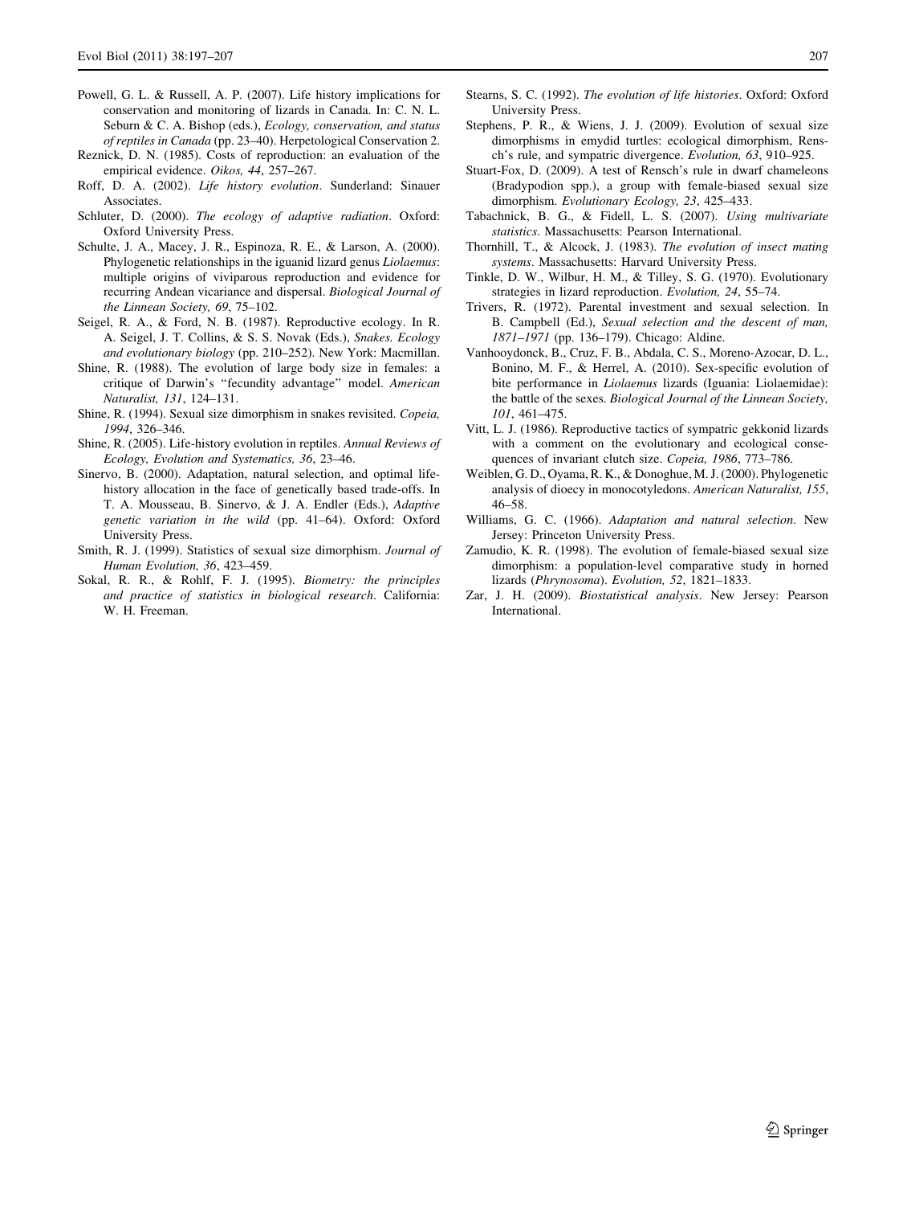Powell, G. L. & Russell, A. P. (2007). Life history implications for conservation and monitoring of lizards in Canada. In: C. N. L. Seburn & C. A. Bishop (eds.), *Ecology, conservation, and status of reptiles in Canada* (pp. 23–40). Herpetological Conservation 2.

Reznick, D. N. (1985). Costs of reproduction: an evaluation of the empirical evidence. *Oikos, 44*, 257–267.

Roff, D. A. (2002). *Life history evolution*. Sunderland: Sinauer Associates.

Schluter, D. (2000). *The ecology of adaptive radiation*. Oxford: Oxford University Press.

Schulte, J. A., Macey, J. R., Espinoza, R. E., & Larson, A. (2000). Phylogenetic relationships in the iguanid lizard genus *Liolaemus*: multiple origins of viviparous reproduction and evidence for recurring Andean vicariance and dispersal. *Biological Journal of the Linnean Society, 69*, 75–102.

Seigel, R. A., & Ford, N. B. (1987). Reproductive ecology. In R. A. Seigel, J. T. Collins, & S. S. Novak (Eds.), *Snakes. Ecology and evolutionary biology* (pp. 210–252). New York: Macmillan.

Shine, R. (1988). The evolution of large body size in females: a critique of Darwin's "fecundity advantage" model. *American Naturalist, 131*, 124–131.

Shine, R. (1994). Sexual size dimorphism in snakes revisited. *Copeia, 1994*, 326–346.

Shine, R. (2005). Life-history evolution in reptiles. *Annual Reviews of Ecology, Evolution and Systematics, 36*, 23–46.

Sinervo, B. (2000). Adaptation, natural selection, and optimal life-history allocation in the face of genetically based trade-offs. In T. A. Mousseau, B. Sinervo, & J. A. Endler (Eds.), *Adaptive genetic variation in the wild* (pp. 41–64). Oxford: Oxford University Press.

Smith, R. J. (1999). Statistics of sexual size dimorphism. *Journal of Human Evolution, 36*, 423–459.

Sokal, R. R., & Rohlf, F. J. (1995). *Biometry: the principles and practice of statistics in biological research*. California: W. H. Freeman.

Stearns, S. C. (1992). *The evolution of life histories*. Oxford: Oxford University Press.

Stephens, P. R., & Wiens, J. J. (2009). Evolution of sexual size dimorphisms in emydid turtles: ecological dimorphism, Rensch's rule, and sympatric divergence. *Evolution, 63*, 910–925.

Stuart-Fox, D. (2009). A test of Rensch's rule in dwarf chameleons (Bradypodion spp.), a group with female-biased sexual size dimorphism. *Evolutionary Ecology, 23*, 425–433.

Tabachnick, B. G., & Fidell, L. S. (2007). *Using multivariate statistics*. Massachusetts: Pearson International.

Thornhill, T., & Alcock, J. (1983). *The evolution of insect mating systems*. Massachusetts: Harvard University Press.

Tinkle, D. W., Wilbur, H. M., & Tilley, S. G. (1970). Evolutionary strategies in lizard reproduction. *Evolution, 24*, 55–74.

Trivers, R. (1972). Parental investment and sexual selection. In B. Campbell (Ed.), *Sexual selection and the descent of man, 1871–1971* (pp. 136–179). Chicago: Aldine.

Vanhooydonck, B., Cruz, F. B., Abdala, C. S., Moreno-Azocar, D. L., Bonino, M. F., & Herrel, A. (2010). Sex-specific evolution of bite performance in *Liolaemus* lizards (Iguania: Liolaemidae): the battle of the sexes. *Biological Journal of the Linnean Society, 101*, 461–475.

Vitt, L. J. (1986). Reproductive tactics of sympatric gekkonid lizards with a comment on the evolutionary and ecological consequences of invariant clutch size. *Copeia, 1986*, 773–786.

Weiblen, G. D., Oyama, R. K., & Donoghue, M. J. (2000). Phylogenetic analysis of dioecy in monocotyledons. *American Naturalist, 155*, 46–58.

Williams, G. C. (1966). *Adaptation and natural selection*. New Jersey: Princeton University Press.

Zamudio, K. R. (1998). The evolution of female-biased sexual size dimorphism: a population-level comparative study in horned lizards (*Phrynosoma*). *Evolution, 52*, 1821–1833.

Zar, J. H. (2009). *Biostatistical analysis*. New Jersey: Pearson International.